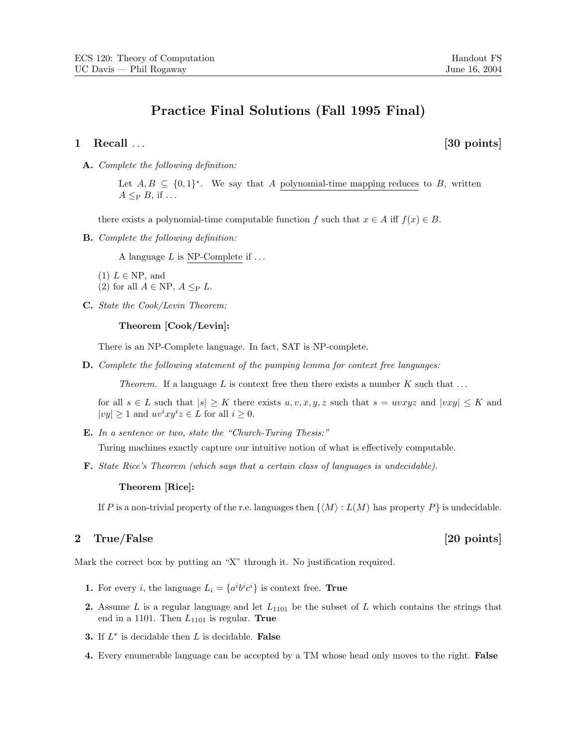# Practice Final Solutions (Fall 1995 Final)

## 1 Recall . . . [30 points]

**A.** *Complete the following definition:*

> Let $A, B \subseteq \{0,1\}^*$. We say that $A$ <u>polynomial-time mapping reduces</u> to $B$, written $A \leq_{\mathrm{P}} B$, if . . .

there exists a polynomial-time computable function $f$ such that $x \in A$ iff $f(x) \in B$.

**B.** *Complete the following definition:*

> A language $L$ is <u>NP-Complete</u> if . . .

(1) $L \in \mathrm{NP}$, and
(2) for all $A \in \mathrm{NP}$, $A \leq_{\mathrm{P}} L$.

**C.** *State the Cook/Levin Theorem:*

> **Theorem [Cook/Levin]:**

There is an NP-Complete language. In fact, SAT is NP-complete.

**D.** *Complete the following statement of the pumping lemma for context free languages:*

> *Theorem.* If a language $L$ is context free then there exists a number $K$ such that . . .

for all $s \in L$ such that $|s| \geq K$ there exists $u, v, x, y, z$ such that $s = uvxyz$ and $|vxy| \leq K$ and $|vy| \geq 1$ and $uv^ixy^iz \in L$ for all $i \geq 0$.

**E.** *In a sentence or two, state the "Church-Turing Thesis:"*

Turing machines exactly capture our intuitive notion of what is effectively computable.

**F.** *State Rice's Theorem (which says that a certain class of languages is undecidable).*

> **Theorem [Rice]:**

If $P$ is a non-trivial property of the r.e. languages then $\{\langle M \rangle : L(M) \text{ has property } P\}$ is undecidable.

## 2 True/False [20 points]

Mark the correct box by putting an "X" through it. No justification required.

1. For every $i$, the language $L_i = \{a^ib^ic^i\}$ is context free. **True**
2. Assume $L$ is a regular language and let $L_{1101}$ be the subset of $L$ which contains the strings that end in a 1101. Then $L_{1101}$ is regular. **True**
3. If $L^*$ is decidable then $L$ is decidable. **False**
4. Every enumerable language can be accepted by a TM whose head only moves to the right. **False**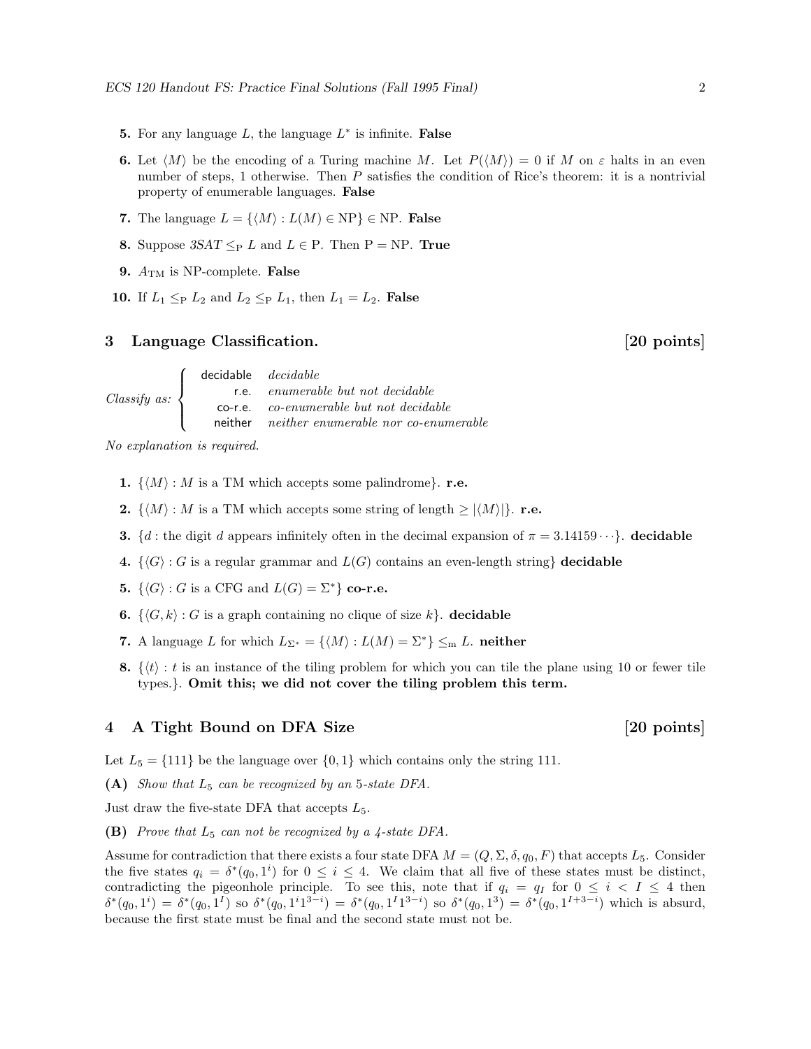**5.** For any language $L$, the language $L^*$ is infinite. **False**

**6.** Let $\langle M \rangle$ be the encoding of a Turing machine $M$. Let $P(\langle M \rangle) = 0$ if $M$ on $\varepsilon$ halts in an even number of steps, 1 otherwise. Then $P$ satisfies the condition of Rice's theorem: it is a nontrivial property of enumerable languages. **False**

**7.** The language $L = \{\langle M \rangle : L(M) \in \text{NP}\} \in \text{NP}$. **False**

**8.** Suppose $3SAT \leq_{\text{P}} L$ and $L \in \text{P}$. Then $\text{P} = \text{NP}$. **True**

**9.** $A_{\text{TM}}$ is NP-complete. **False**

**10.** If $L_1 \leq_{\text{P}} L_2$ and $L_2 \leq_{\text{P}} L_1$, then $L_1 = L_2$. **False**

## 3 Language Classification. [20 points]

*Classify as:*

- decidable — *decidable*
- r.e. — *enumerable but not decidable*
- co-r.e. — *co-enumerable but not decidable*
- neither — *neither enumerable nor co-enumerable*

*No explanation is required.*

**1.** $\{\langle M \rangle : M \text{ is a TM which accepts some palindrome}\}$. **r.e.**

**2.** $\{\langle M \rangle : M \text{ is a TM which accepts some string of length} \geq |\langle M \rangle|\}$. **r.e.**

**3.** $\{d : \text{the digit } d \text{ appears infinitely often in the decimal expansion of } \pi = 3.14159\cdots\}$. **decidable**

**4.** $\{\langle G \rangle : G \text{ is a regular grammar and } L(G) \text{ contains an even-length string}\}$ **decidable**

**5.** $\{\langle G \rangle : G \text{ is a CFG and } L(G) = \Sigma^*\}$ **co-r.e.**

**6.** $\{\langle G, k \rangle : G \text{ is a graph containing no clique of size } k\}$. **decidable**

**7.** A language $L$ for which $L_{\Sigma^*} = \{\langle M \rangle : L(M) = \Sigma^*\} \leq_{\text{m}} L$. **neither**

**8.** $\{\langle t \rangle : t$ is an instance of the tiling problem for which you can tile the plane using 10 or fewer tile types.$\}$. **Omit this; we did not cover the tiling problem this term.**

## 4 A Tight Bound on DFA Size [20 points]

Let $L_5 = \{111\}$ be the language over $\{0, 1\}$ which contains only the string 111.

**(A)** *Show that $L_5$ can be recognized by an 5-state DFA.*

Just draw the five-state DFA that accepts $L_5$.

**(B)** *Prove that $L_5$ can not be recognized by a 4-state DFA.*

Assume for contradiction that there exists a four state DFA $M = (Q, \Sigma, \delta, q_0, F)$ that accepts $L_5$. Consider the five states $q_i = \delta^*(q_0, 1^i)$ for $0 \leq i \leq 4$. We claim that all five of these states must be distinct, contradicting the pigeonhole principle. To see this, note that if $q_i = q_I$ for $0 \leq i < I \leq 4$ then $\delta^*(q_0, 1^i) = \delta^*(q_0, 1^I)$ so $\delta^*(q_0, 1^i 1^{3-i}) = \delta^*(q_0, 1^I 1^{3-i})$ so $\delta^*(q_0, 1^3) = \delta^*(q_0, 1^{I+3-i})$ which is absurd, because the first state must be final and the second state must not be.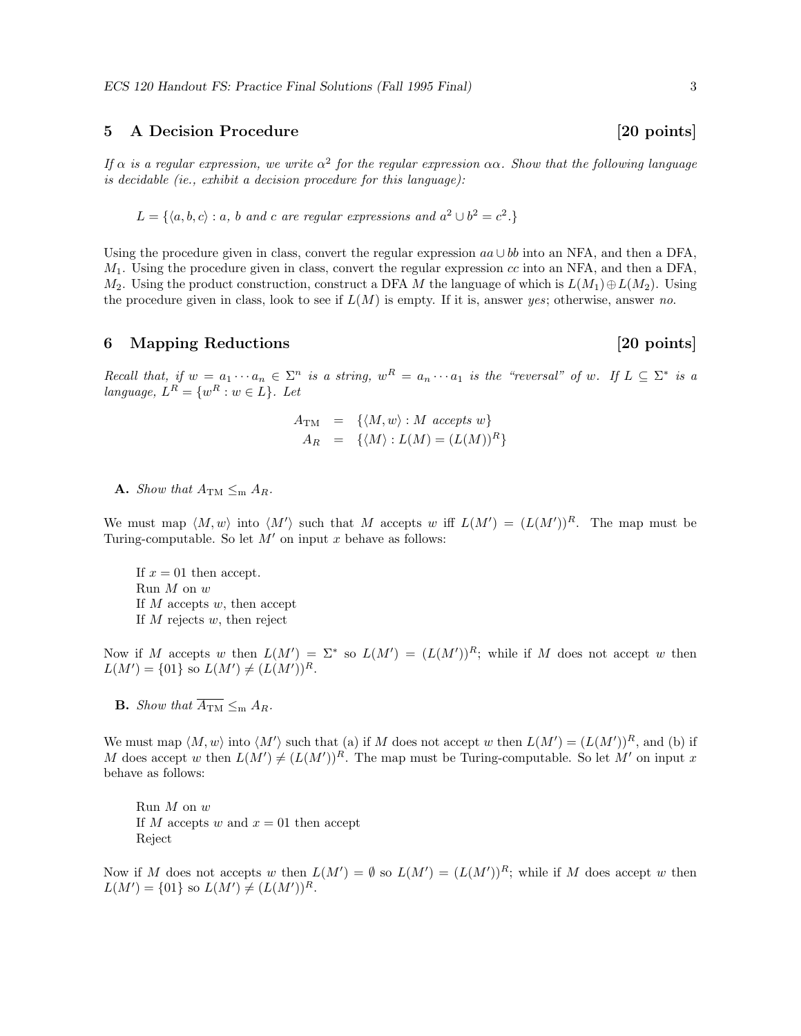## 5 A Decision Procedure [20 points]

*If $\alpha$ is a regular expression, we write $\alpha^2$ for the regular expression $\alpha\alpha$. Show that the following language is decidable (ie., exhibit a decision procedure for this language):*

$$L = \{\langle a, b, c\rangle : a,\ b \text{ and } c \text{ are regular expressions and } a^2 \cup b^2 = c^2.\}$$

Using the procedure given in class, convert the regular expression $aa \cup bb$ into an NFA, and then a DFA, $M_1$. Using the procedure given in class, convert the regular expression $cc$ into an NFA, and then a DFA, $M_2$. Using the product construction, construct a DFA $M$ the language of which is $L(M_1) \oplus L(M_2)$. Using the procedure given in class, look to see if $L(M)$ is empty. If it is, answer *yes*; otherwise, answer *no*.

## 6 Mapping Reductions [20 points]

*Recall that, if $w = a_1 \cdots a_n \in \Sigma^n$ is a string, $w^R = a_n \cdots a_1$ is the "reversal" of $w$. If $L \subseteq \Sigma^*$ is a language, $L^R = \{w^R : w \in L\}$. Let*

$$\begin{aligned} A_{\text{TM}} &= \{\langle M, w\rangle : M \text{ accepts } w\} \\ A_R &= \{\langle M\rangle : L(M) = (L(M))^R\} \end{aligned}$$

**A.** *Show that $A_{\text{TM}} \leq_{\text{m}} A_R$.*

We must map $\langle M, w\rangle$ into $\langle M'\rangle$ such that $M$ accepts $w$ iff $L(M') = (L(M'))^R$. The map must be Turing-computable. So let $M'$ on input $x$ behave as follows:

> If $x = 01$ then accept.
> Run $M$ on $w$
> If $M$ accepts $w$, then accept
> If $M$ rejects $w$, then reject

Now if $M$ accepts $w$ then $L(M') = \Sigma^*$ so $L(M') = (L(M'))^R$; while if $M$ does not accept $w$ then $L(M') = \{01\}$ so $L(M') \neq (L(M'))^R$.

**B.** *Show that $\overline{A_{\text{TM}}} \leq_{\text{m}} A_R$.*

We must map $\langle M, w\rangle$ into $\langle M'\rangle$ such that (a) if $M$ does not accept $w$ then $L(M') = (L(M'))^R$, and (b) if $M$ does accept $w$ then $L(M') \neq (L(M'))^R$. The map must be Turing-computable. So let $M'$ on input $x$ behave as follows:

> Run $M$ on $w$
> If $M$ accepts $w$ and $x = 01$ then accept
> Reject

Now if $M$ does not accepts $w$ then $L(M') = \emptyset$ so $L(M') = (L(M'))^R$; while if $M$ does accept $w$ then $L(M') = \{01\}$ so $L(M') \neq (L(M'))^R$.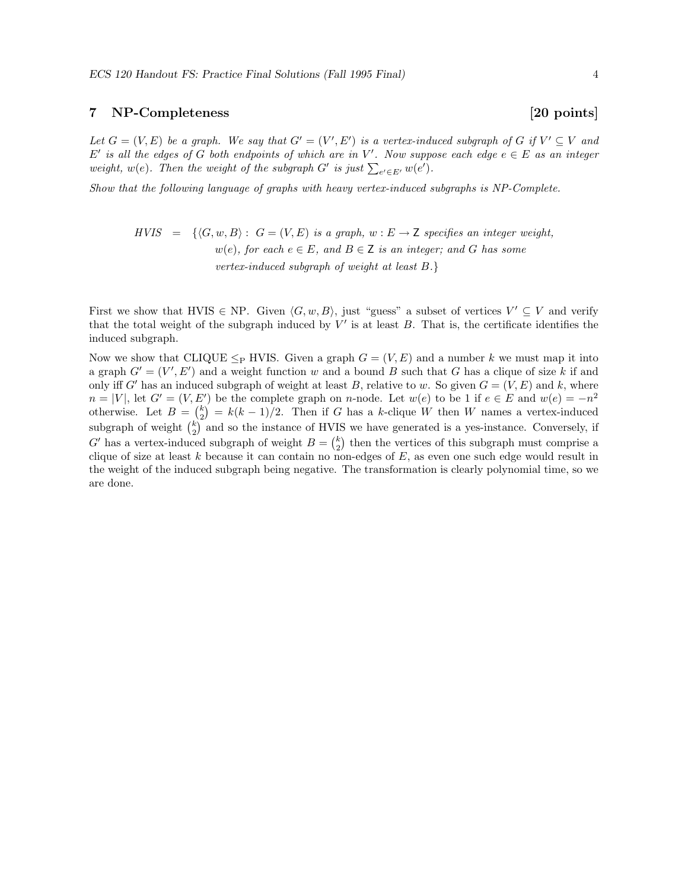## 7 NP-Completeness **[20 points]**

*Let $G = (V, E)$ be a graph. We say that $G' = (V', E')$ is a vertex-induced subgraph of $G$ if $V' \subseteq V$ and $E'$ is all the edges of $G$ both endpoints of which are in $V'$. Now suppose each edge $e \in E$ as an integer weight, $w(e)$. Then the weight of the subgraph $G'$ is just $\sum_{e' \in E'} w(e')$.*

*Show that the following language of graphs with heavy vertex-induced subgraphs is NP-Complete.*

$$
\begin{aligned}
HVIS \;=\; \{\langle G, w, B\rangle :\ & G = (V, E) \text{ is a graph, } w : E \to \mathsf{Z} \text{ specifies an integer weight,} \\
& w(e), \text{ for each } e \in E, \text{ and } B \in \mathsf{Z} \text{ is an integer; and } G \text{ has some} \\
& \text{vertex-induced subgraph of weight at least } B.\}
\end{aligned}
$$

First we show that HVIS $\in$ NP. Given $\langle G, w, B\rangle$, just "guess" a subset of vertices $V' \subseteq V$ and verify that the total weight of the subgraph induced by $V'$ is at least $B$. That is, the certificate identifies the induced subgraph.

Now we show that CLIQUE $\le_{\mathrm{P}}$ HVIS. Given a graph $G = (V, E)$ and a number $k$ we must map it into a graph $G' = (V', E')$ and a weight function $w$ and a bound $B$ such that $G$ has a clique of size $k$ if and only iff $G'$ has an induced subgraph of weight at least $B$, relative to $w$. So given $G = (V, E)$ and $k$, where $n = |V|$, let $G' = (V, E')$ be the complete graph on $n$-node. Let $w(e)$ to be 1 if $e \in E$ and $w(e) = -n^2$ otherwise. Let $B = \binom{k}{2} = k(k-1)/2$. Then if $G$ has a $k$-clique $W$ then $W$ names a vertex-induced subgraph of weight $\binom{k}{2}$ and so the instance of HVIS we have generated is a yes-instance. Conversely, if $G'$ has a vertex-induced subgraph of weight $B = \binom{k}{2}$ then the vertices of this subgraph must comprise a clique of size at least $k$ because it can contain no non-edges of $E$, as even one such edge would result in the weight of the induced subgraph being negative. The transformation is clearly polynomial time, so we are done.